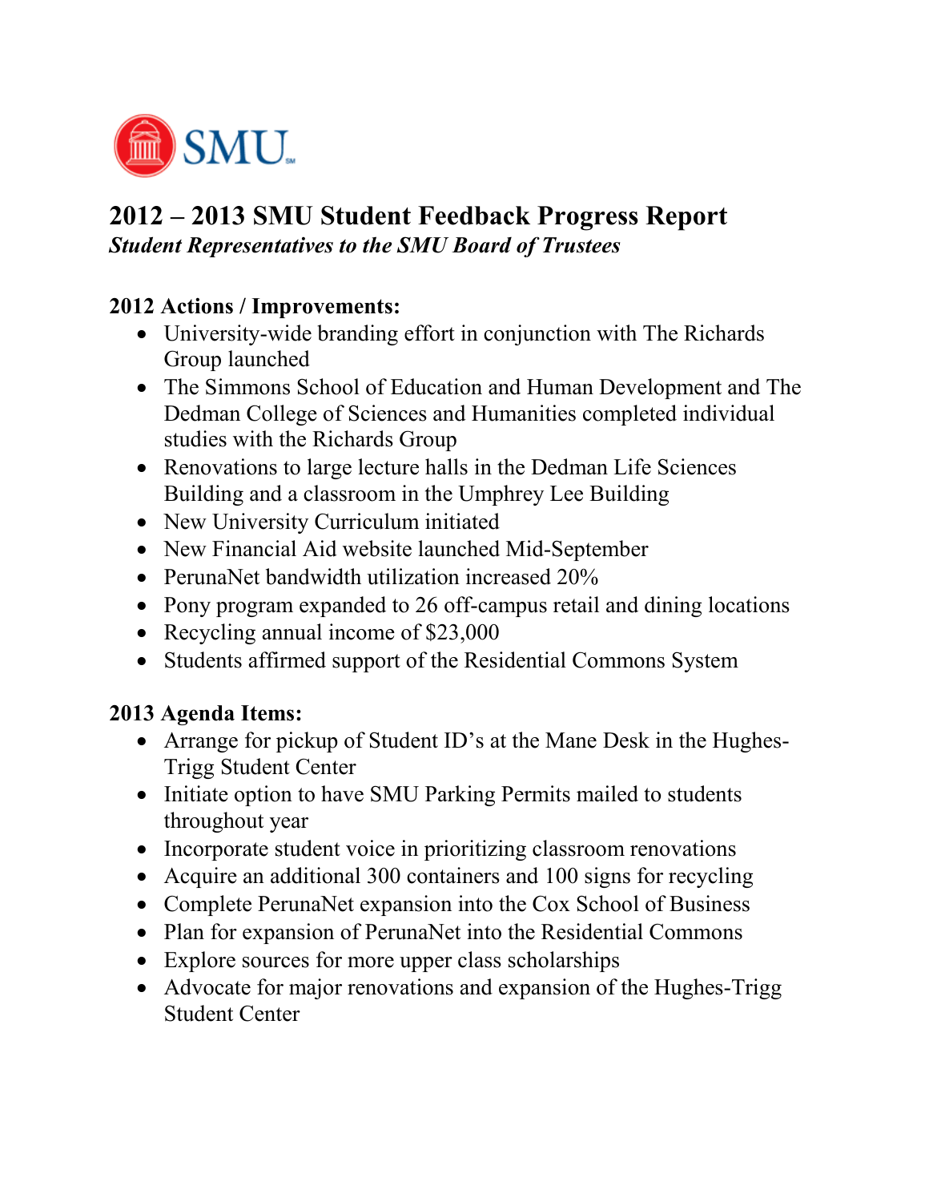SMU

# 2012 – 2013 SMU Student Feedback Progress Report

***Student Representatives to the SMU Board of Trustees***

## 2012 Actions / Improvements:

- University-wide branding effort in conjunction with The Richards Group launched
- The Simmons School of Education and Human Development and The Dedman College of Sciences and Humanities completed individual studies with the Richards Group
- Renovations to large lecture halls in the Dedman Life Sciences Building and a classroom in the Umphrey Lee Building
- New University Curriculum initiated
- New Financial Aid website launched Mid-September
- PerunaNet bandwidth utilization increased 20%
- Pony program expanded to 26 off-campus retail and dining locations
- Recycling annual income of $23,000
- Students affirmed support of the Residential Commons System

## 2013 Agenda Items:

- Arrange for pickup of Student ID's at the Mane Desk in the Hughes-Trigg Student Center
- Initiate option to have SMU Parking Permits mailed to students throughout year
- Incorporate student voice in prioritizing classroom renovations
- Acquire an additional 300 containers and 100 signs for recycling
- Complete PerunaNet expansion into the Cox School of Business
- Plan for expansion of PerunaNet into the Residential Commons
- Explore sources for more upper class scholarships
- Advocate for major renovations and expansion of the Hughes-Trigg Student Center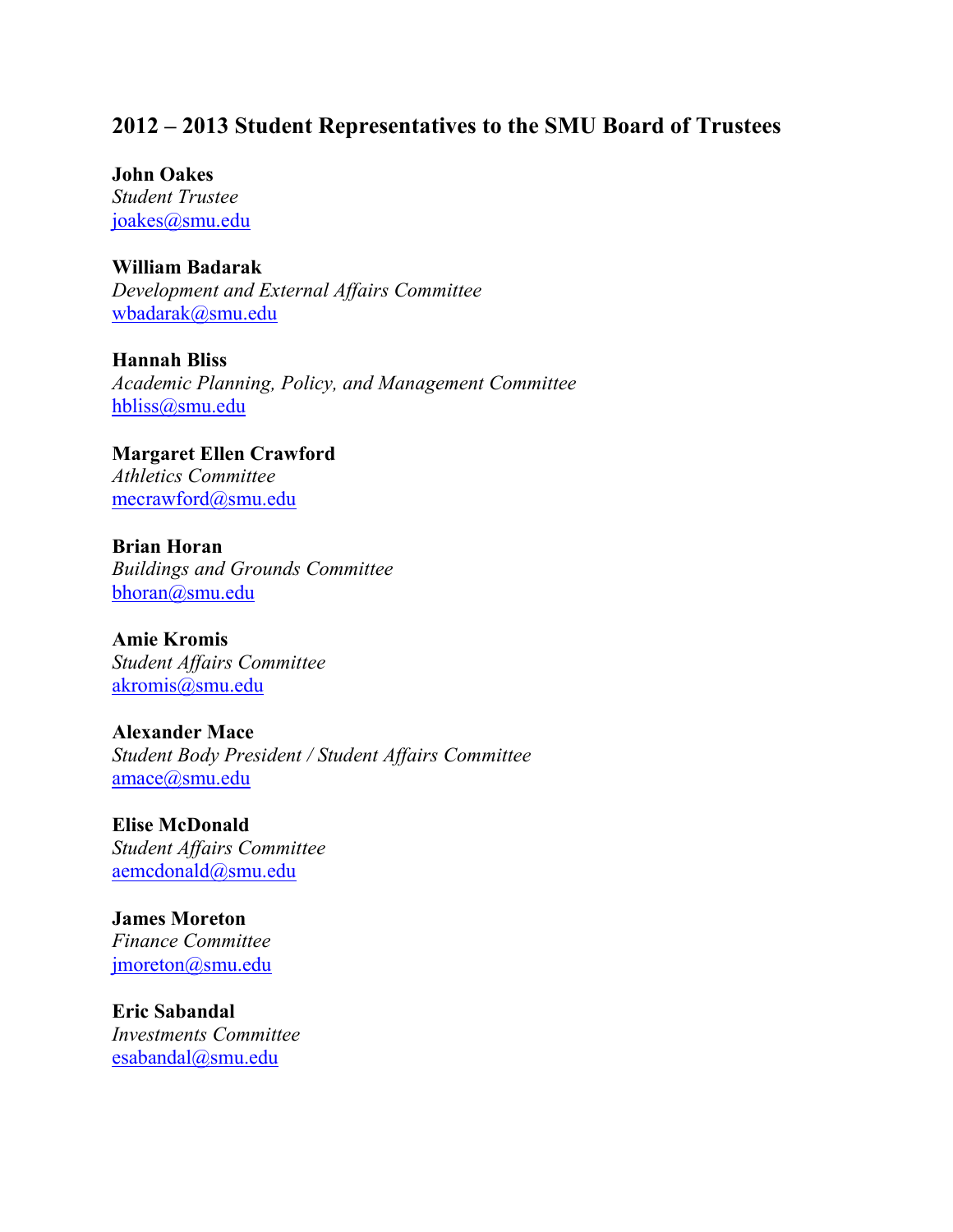## 2012 – 2013 Student Representatives to the SMU Board of Trustees

**John Oakes**
*Student Trustee*
joakes@smu.edu

**William Badarak**
*Development and External Affairs Committee*
wbadarak@smu.edu

**Hannah Bliss**
*Academic Planning, Policy, and Management Committee*
hbliss@smu.edu

**Margaret Ellen Crawford**
*Athletics Committee*
mecrawford@smu.edu

**Brian Horan**
*Buildings and Grounds Committee*
bhoran@smu.edu

**Amie Kromis**
*Student Affairs Committee*
akromis@smu.edu

**Alexander Mace**
*Student Body President / Student Affairs Committee*
amace@smu.edu

**Elise McDonald**
*Student Affairs Committee*
aemcdonald@smu.edu

**James Moreton**
*Finance Committee*
jmoreton@smu.edu

**Eric Sabandal**
*Investments Committee*
esabandal@smu.edu